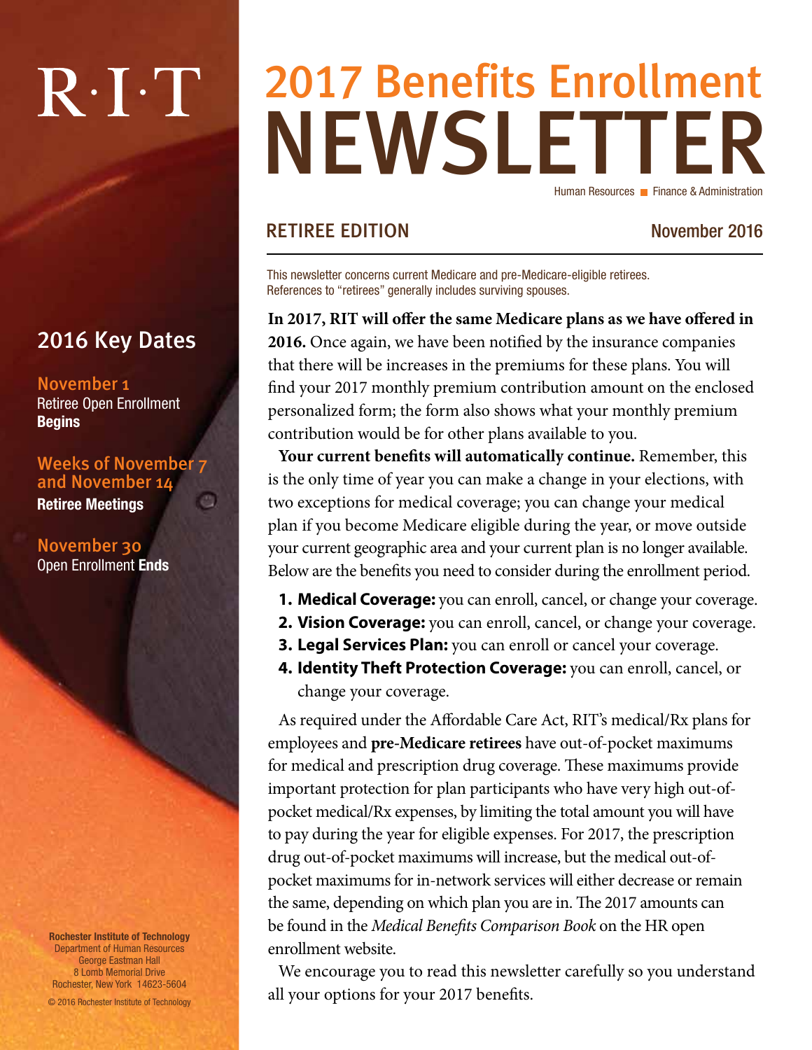R·I·T

# 2017 Benefits Enrollment NEWSLETTER

Human Resources ■ Finance & Administration

## RETIREE EDITION

November 2016

This newsletter concerns current Medicare and pre-Medicare-eligible retirees. References to "retirees" generally includes surviving spouses.

**In 2017, RIT will offer the same Medicare plans as we have offered in 2016.** Once again, we have been notified by the insurance companies that there will be increases in the premiums for these plans. You will find your 2017 monthly premium contribution amount on the enclosed personalized form; the form also shows what your monthly premium contribution would be for other plans available to you.

**Your current benefits will automatically continue.** Remember, this is the only time of year you can make a change in your elections, with two exceptions for medical coverage; you can change your medical plan if you become Medicare eligible during the year, or move outside your current geographic area and your current plan is no longer available. Below are the benefits you need to consider during the enrollment period.

1. **Medical Coverage:** you can enroll, cancel, or change your coverage.
2. **Vision Coverage:** you can enroll, cancel, or change your coverage.
3. **Legal Services Plan:** you can enroll or cancel your coverage.
4. **Identity Theft Protection Coverage:** you can enroll, cancel, or change your coverage.

As required under the Affordable Care Act, RIT's medical/Rx plans for employees and **pre-Medicare retirees** have out-of-pocket maximums for medical and prescription drug coverage. These maximums provide important protection for plan participants who have very high out-of-pocket medical/Rx expenses, by limiting the total amount you will have to pay during the year for eligible expenses. For 2017, the prescription drug out-of-pocket maximums will increase, but the medical out-of-pocket maximums for in-network services will either decrease or remain the same, depending on which plan you are in. The 2017 amounts can be found in the *Medical Benefits Comparison Book* on the HR open enrollment website.

We encourage you to read this newsletter carefully so you understand all your options for your 2017 benefits.

## 2016 Key Dates

**November 1**
Retiree Open Enrollment **Begins**

**Weeks of November 7 and November 14**
**Retiree Meetings**

**November 30**
Open Enrollment **Ends**

**Rochester Institute of Technology**
Department of Human Resources
George Eastman Hall
8 Lomb Memorial Drive
Rochester, New York 14623-5604

© 2016 Rochester Institute of Technology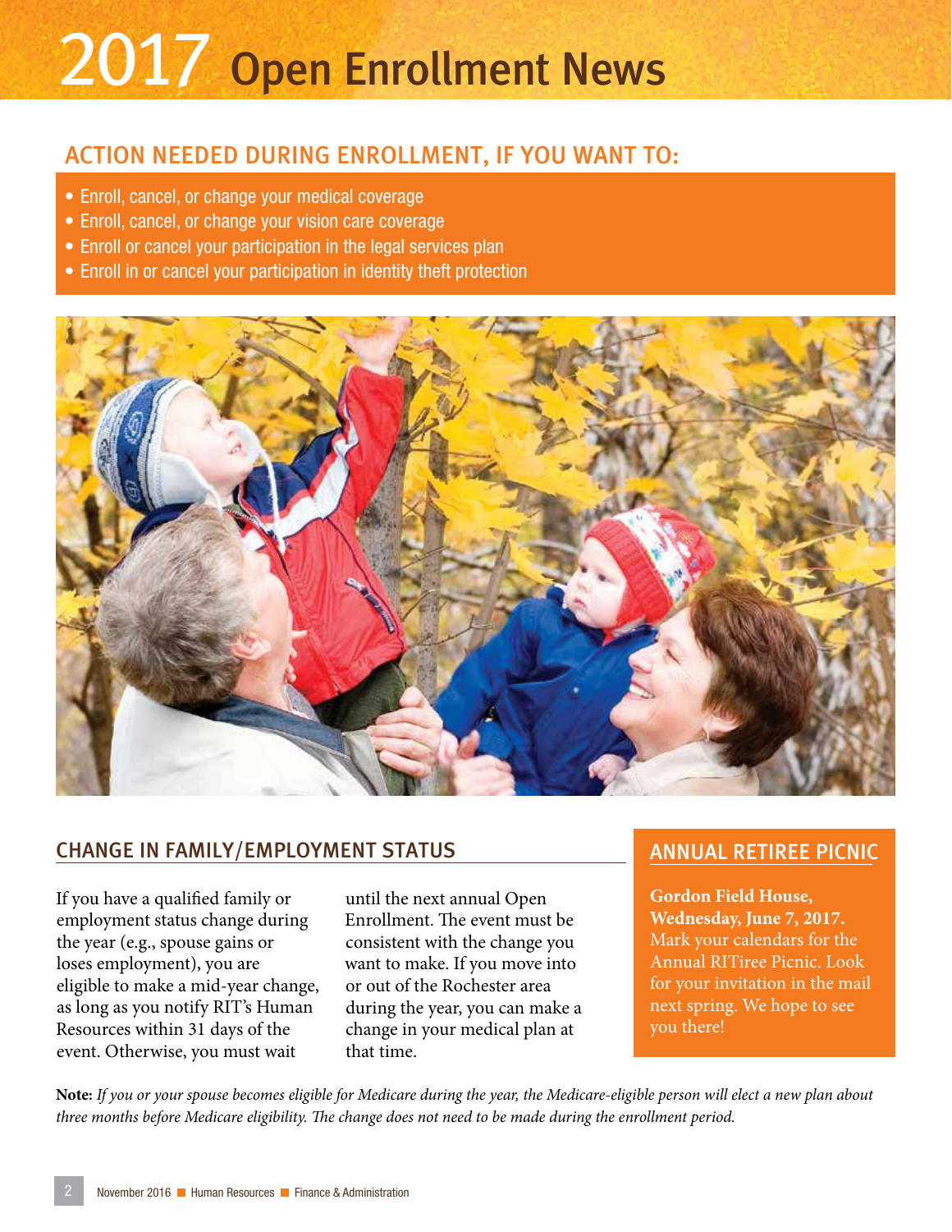# 2017 Open Enrollment News

## ACTION NEEDED DURING ENROLLMENT, IF YOU WANT TO:

- Enroll, cancel, or change your medical coverage
- Enroll, cancel, or change your vision care coverage
- Enroll or cancel your participation in the legal services plan
- Enroll in or cancel your participation in identity theft protection

## CHANGE IN FAMILY/EMPLOYMENT STATUS

If you have a qualified family or employment status change during the year (e.g., spouse gains or loses employment), you are eligible to make a mid-year change, as long as you notify RIT's Human Resources within 31 days of the event. Otherwise, you must wait until the next annual Open Enrollment. The event must be consistent with the change you want to make. If you move into or out of the Rochester area during the year, you can make a change in your medical plan at that time.

## ANNUAL RETIREE PICNIC

**Gordon Field House, Wednesday, June 7, 2017.** Mark your calendars for the Annual RITiree Picnic. Look for your invitation in the mail next spring. We hope to see you there!

**Note:** *If you or your spouse becomes eligible for Medicare during the year, the Medicare-eligible person will elect a new plan about three months before Medicare eligibility. The change does not need to be made during the enrollment period.*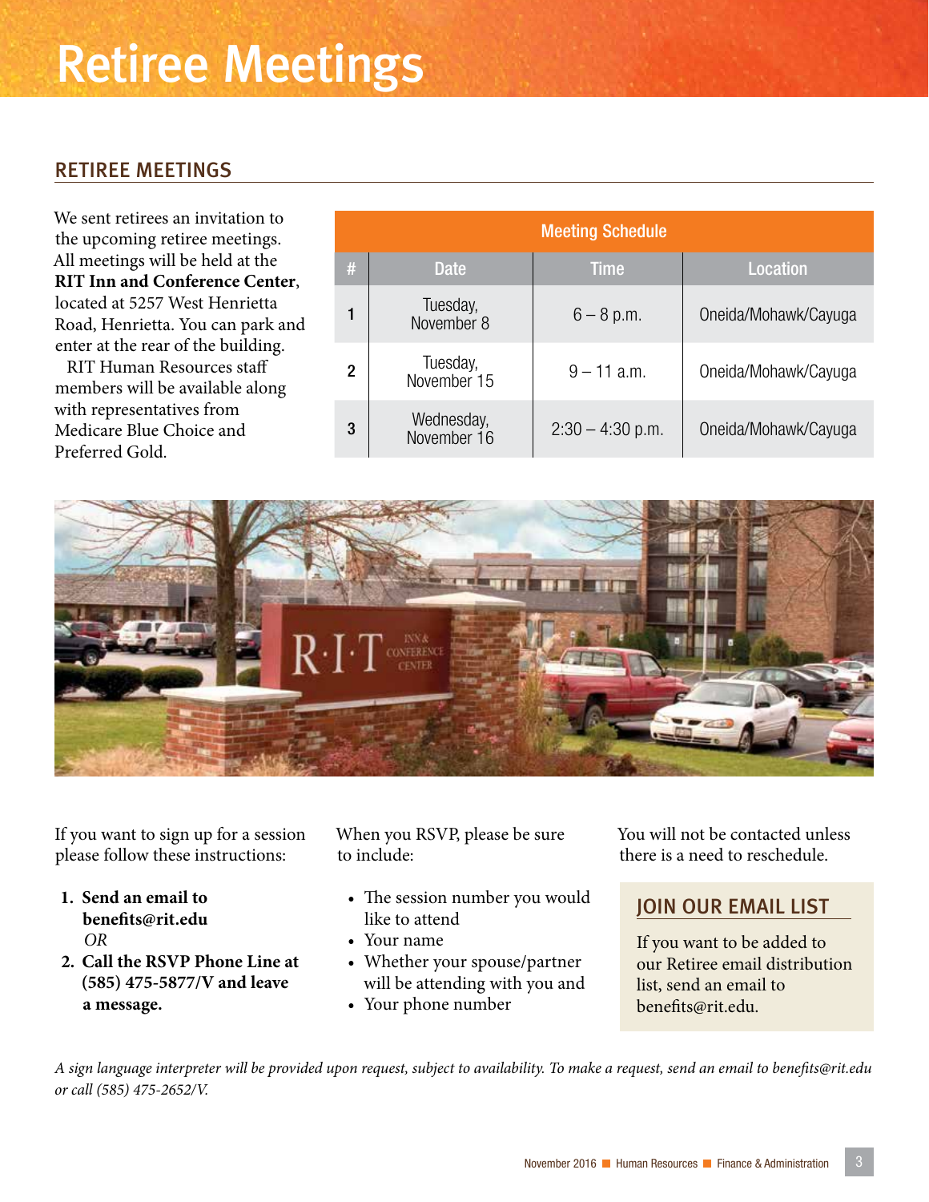# Retiree Meetings

## RETIREE MEETINGS

We sent retirees an invitation to the upcoming retiree meetings. All meetings will be held at the **RIT Inn and Conference Center**, located at 5257 West Henrietta Road, Henrietta. You can park and enter at the rear of the building.

RIT Human Resources staff members will be available along with representatives from Medicare Blue Choice and Preferred Gold.

**Meeting Schedule**

| # | Date | Time | Location |
|---|---|---|---|
| 1 | Tuesday, November 8 | 6 – 8 p.m. | Oneida/Mohawk/Cayuga |
| 2 | Tuesday, November 15 | 9 – 11 a.m. | Oneida/Mohawk/Cayuga |
| 3 | Wednesday, November 16 | 2:30 – 4:30 p.m. | Oneida/Mohawk/Cayuga |

If you want to sign up for a session please follow these instructions:

1. **Send an email to benefits@rit.edu**
   *OR*
2. **Call the RSVP Phone Line at (585) 475-5877/V and leave a message.**

When you RSVP, please be sure to include:

- The session number you would like to attend
- Your name
- Whether your spouse/partner will be attending with you and
- Your phone number

You will not be contacted unless there is a need to reschedule.

### JOIN OUR EMAIL LIST

If you want to be added to our Retiree email distribution list, send an email to benefits@rit.edu.

*A sign language interpreter will be provided upon request, subject to availability. To make a request, send an email to benefits@rit.edu or call (585) 475-2652/V.*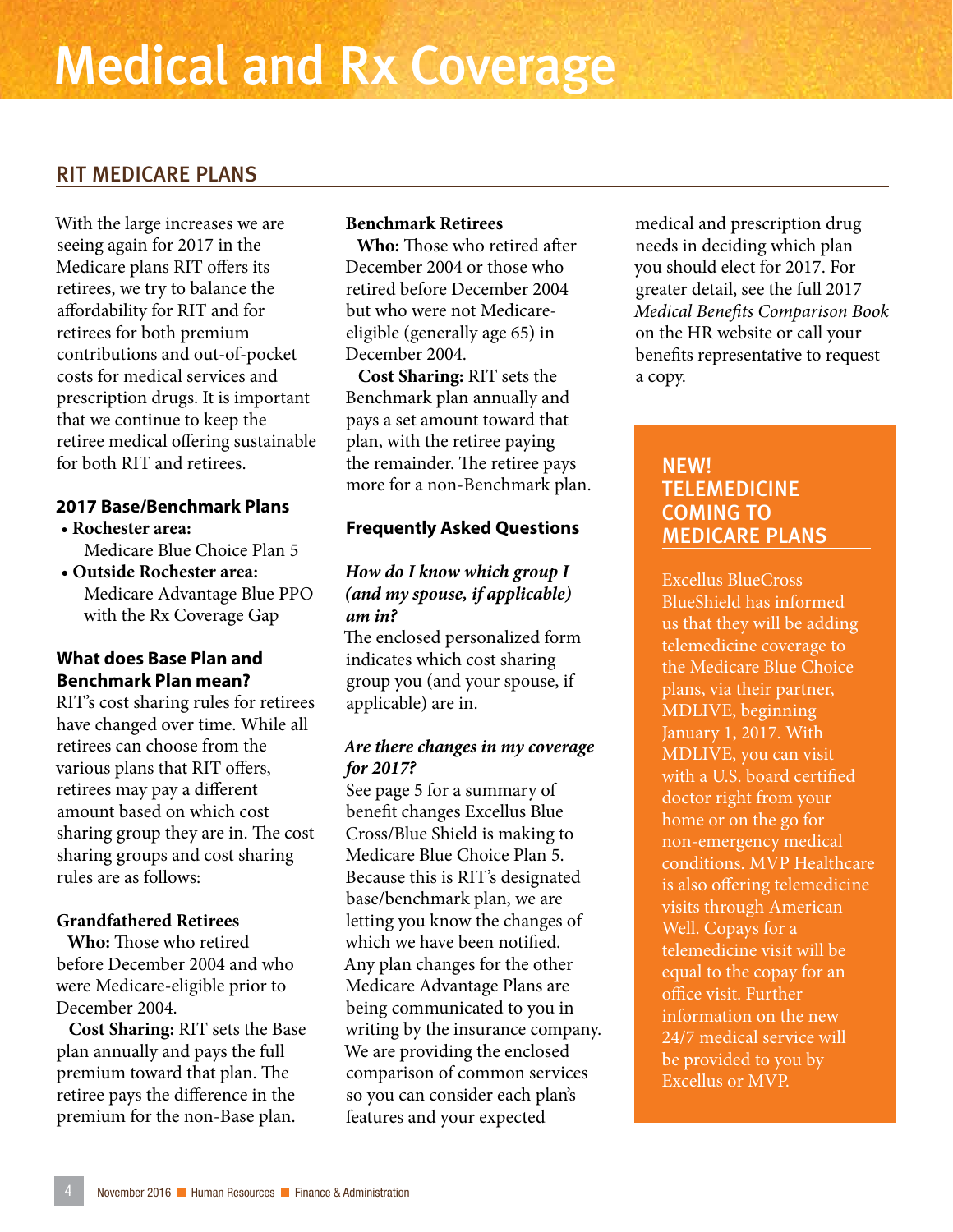# Medical and Rx Coverage

## RIT MEDICARE PLANS

With the large increases we are seeing again for 2017 in the Medicare plans RIT offers its retirees, we try to balance the affordability for RIT and for retirees for both premium contributions and out-of-pocket costs for medical services and prescription drugs. It is important that we continue to keep the retiree medical offering sustainable for both RIT and retirees.

### 2017 Base/Benchmark Plans

- **Rochester area:** Medicare Blue Choice Plan 5
- **Outside Rochester area:** Medicare Advantage Blue PPO with the Rx Coverage Gap

### What does Base Plan and Benchmark Plan mean?

RIT's cost sharing rules for retirees have changed over time. While all retirees can choose from the various plans that RIT offers, retirees may pay a different amount based on which cost sharing group they are in. The cost sharing groups and cost sharing rules are as follows:

**Grandfathered Retirees**

**Who:** Those who retired before December 2004 and who were Medicare-eligible prior to December 2004.

**Cost Sharing:** RIT sets the Base plan annually and pays the full premium toward that plan. The retiree pays the difference in the premium for the non-Base plan.

**Benchmark Retirees**

**Who:** Those who retired after December 2004 or those who retired before December 2004 but who were not Medicare-eligible (generally age 65) in December 2004.

**Cost Sharing:** RIT sets the Benchmark plan annually and pays a set amount toward that plan, with the retiree paying the remainder. The retiree pays more for a non-Benchmark plan.

### Frequently Asked Questions

***How do I know which group I (and my spouse, if applicable) am in?***

The enclosed personalized form indicates which cost sharing group you (and your spouse, if applicable) are in.

***Are there changes in my coverage for 2017?***

See page 5 for a summary of benefit changes Excellus Blue Cross/Blue Shield is making to Medicare Blue Choice Plan 5. Because this is RIT's designated base/benchmark plan, we are letting you know the changes of which we have been notified. Any plan changes for the other Medicare Advantage Plans are being communicated to you in writing by the insurance company. We are providing the enclosed comparison of common services so you can consider each plan's features and your expected medical and prescription drug needs in deciding which plan you should elect for 2017. For greater detail, see the full 2017 *Medical Benefits Comparison Book* on the HR website or call your benefits representative to request a copy.

### NEW! TELEMEDICINE COMING TO MEDICARE PLANS

Excellus BlueCross BlueShield has informed us that they will be adding telemedicine coverage to the Medicare Blue Choice plans, via their partner, MDLIVE, beginning January 1, 2017. With MDLIVE, you can visit with a U.S. board certified doctor right from your home or on the go for non-emergency medical conditions. MVP Healthcare is also offering telemedicine visits through American Well. Copays for a telemedicine visit will be equal to the copay for an office visit. Further information on the new 24/7 medical service will be provided to you by Excellus or MVP.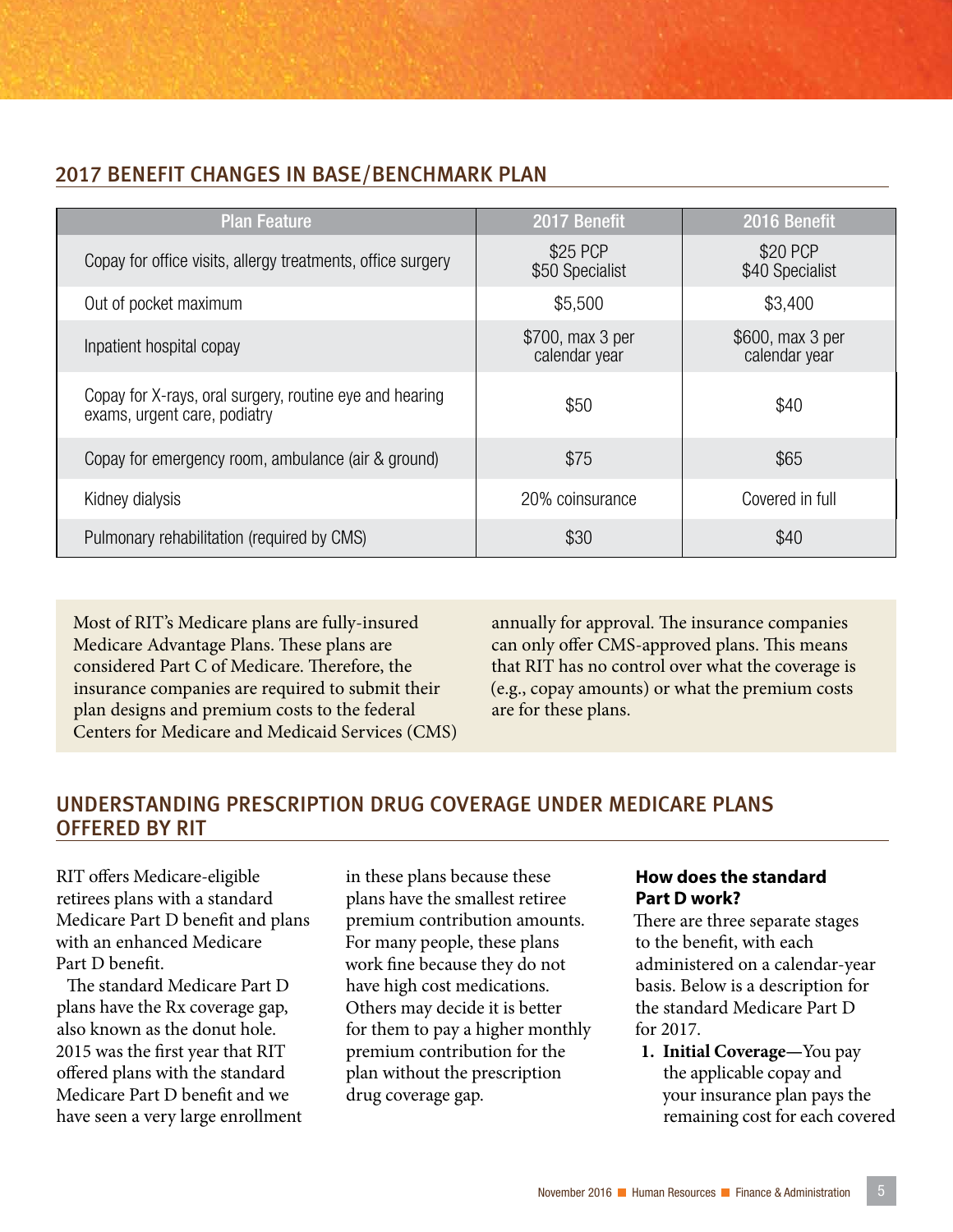## 2017 BENEFIT CHANGES IN BASE/BENCHMARK PLAN

| Plan Feature | 2017 Benefit | 2016 Benefit |
|---|---|---|
| Copay for office visits, allergy treatments, office surgery | $25 PCP<br>$50 Specialist | $20 PCP<br>$40 Specialist |
| Out of pocket maximum | $5,500 | $3,400 |
| Inpatient hospital copay | $700, max 3 per calendar year | $600, max 3 per calendar year |
| Copay for X-rays, oral surgery, routine eye and hearing exams, urgent care, podiatry | $50 | $40 |
| Copay for emergency room, ambulance (air & ground) | $75 | $65 |
| Kidney dialysis | 20% coinsurance | Covered in full |
| Pulmonary rehabilitation (required by CMS) | $30 | $40 |

Most of RIT's Medicare plans are fully-insured Medicare Advantage Plans. These plans are considered Part C of Medicare. Therefore, the insurance companies are required to submit their plan designs and premium costs to the federal Centers for Medicare and Medicaid Services (CMS) annually for approval. The insurance companies can only offer CMS-approved plans. This means that RIT has no control over what the coverage is (e.g., copay amounts) or what the premium costs are for these plans.

## UNDERSTANDING PRESCRIPTION DRUG COVERAGE UNDER MEDICARE PLANS OFFERED BY RIT

RIT offers Medicare-eligible retirees plans with a standard Medicare Part D benefit and plans with an enhanced Medicare Part D benefit.

The standard Medicare Part D plans have the Rx coverage gap, also known as the donut hole. 2015 was the first year that RIT offered plans with the standard Medicare Part D benefit and we have seen a very large enrollment in these plans because these plans have the smallest retiree premium contribution amounts. For many people, these plans work fine because they do not have high cost medications. Others may decide it is better for them to pay a higher monthly premium contribution for the plan without the prescription drug coverage gap.

### How does the standard Part D work?

There are three separate stages to the benefit, with each administered on a calendar-year basis. Below is a description for the standard Medicare Part D for 2017.

1. **Initial Coverage**—You pay the applicable copay and your insurance plan pays the remaining cost for each covered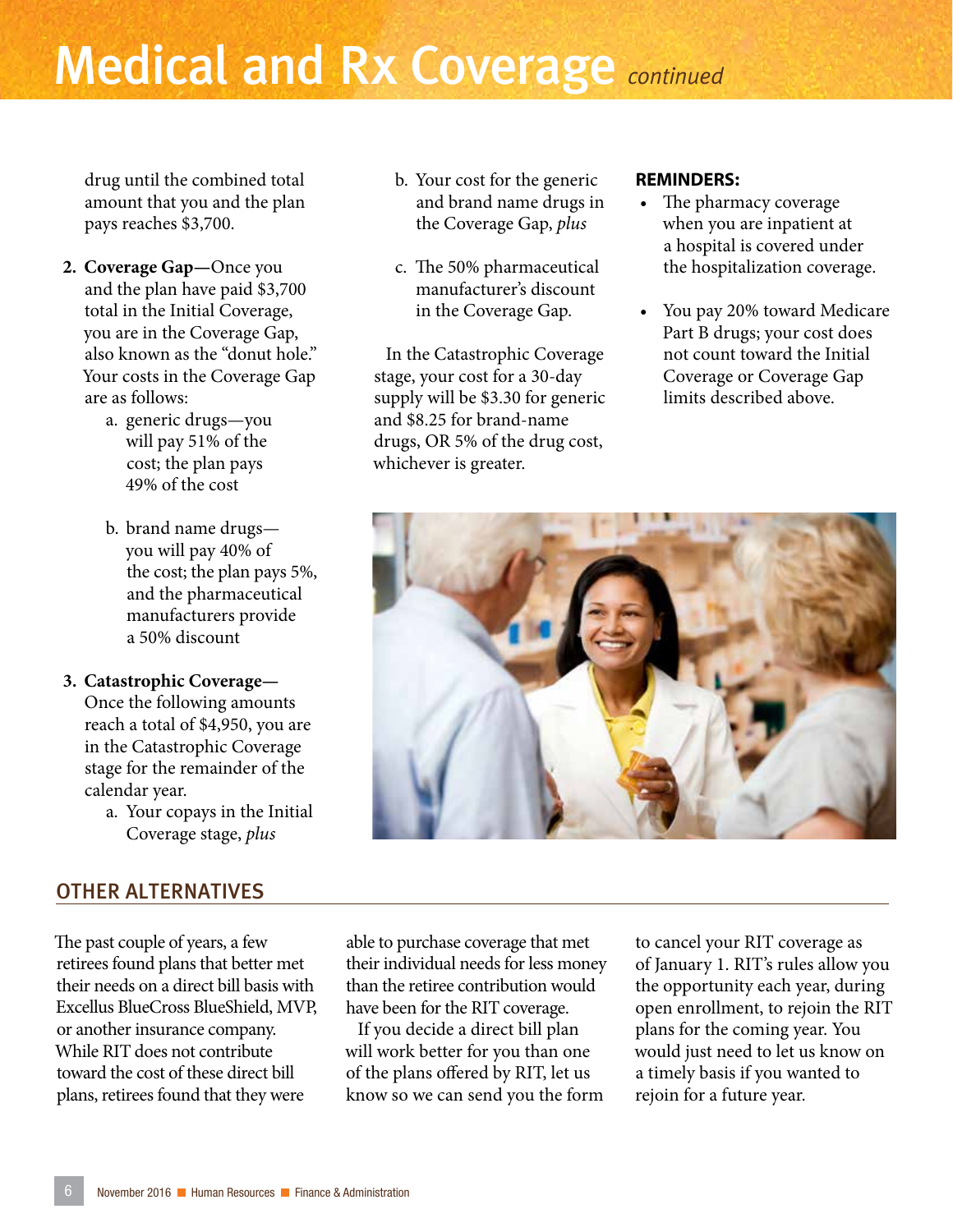# Medical and Rx Coverage *continued*

drug until the combined total amount that you and the plan pays reaches $3,700.

2. **Coverage Gap—**Once you and the plan have paid $3,700 total in the Initial Coverage, you are in the Coverage Gap, also known as the "donut hole." Your costs in the Coverage Gap are as follows:
   a. generic drugs—you will pay 51% of the cost; the plan pays 49% of the cost
   b. brand name drugs—you will pay 40% of the cost; the plan pays 5%, and the pharmaceutical manufacturers provide a 50% discount

3. **Catastrophic Coverage—**Once the following amounts reach a total of $4,950, you are in the Catastrophic Coverage stage for the remainder of the calendar year.
   a. Your copays in the Initial Coverage stage, *plus*
   b. Your cost for the generic and brand name drugs in the Coverage Gap, *plus*
   c. The 50% pharmaceutical manufacturer's discount in the Coverage Gap.

In the Catastrophic Coverage stage, your cost for a 30-day supply will be $3.30 for generic and $8.25 for brand-name drugs, OR 5% of the drug cost, whichever is greater.

**REMINDERS:**

- The pharmacy coverage when you are inpatient at a hospital is covered under the hospitalization coverage.
- You pay 20% toward Medicare Part B drugs; your cost does not count toward the Initial Coverage or Coverage Gap limits described above.

## OTHER ALTERNATIVES

The past couple of years, a few retirees found plans that better met their needs on a direct bill basis with Excellus BlueCross BlueShield, MVP, or another insurance company. While RIT does not contribute toward the cost of these direct bill plans, retirees found that they were able to purchase coverage that met their individual needs for less money than the retiree contribution would have been for the RIT coverage.

If you decide a direct bill plan will work better for you than one of the plans offered by RIT, let us know so we can send you the form to cancel your RIT coverage as of January 1. RIT's rules allow you the opportunity each year, during open enrollment, to rejoin the RIT plans for the coming year. You would just need to let us know on a timely basis if you wanted to rejoin for a future year.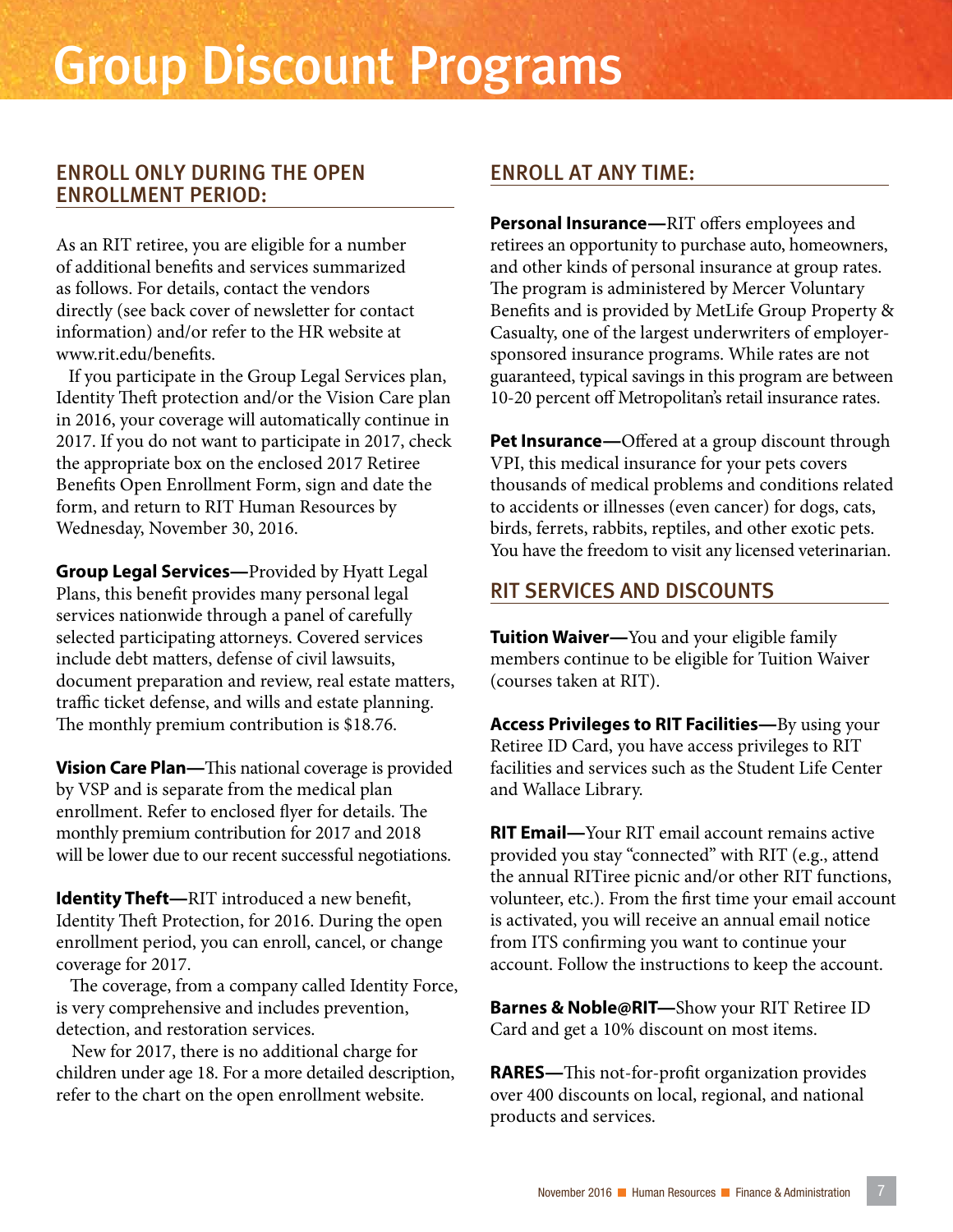# Group Discount Programs

## ENROLL ONLY DURING THE OPEN ENROLLMENT PERIOD:

As an RIT retiree, you are eligible for a number of additional benefits and services summarized as follows. For details, contact the vendors directly (see back cover of newsletter for contact information) and/or refer to the HR website at www.rit.edu/benefits.

If you participate in the Group Legal Services plan, Identity Theft protection and/or the Vision Care plan in 2016, your coverage will automatically continue in 2017. If you do not want to participate in 2017, check the appropriate box on the enclosed 2017 Retiree Benefits Open Enrollment Form, sign and date the form, and return to RIT Human Resources by Wednesday, November 30, 2016.

**Group Legal Services—**Provided by Hyatt Legal Plans, this benefit provides many personal legal services nationwide through a panel of carefully selected participating attorneys. Covered services include debt matters, defense of civil lawsuits, document preparation and review, real estate matters, traffic ticket defense, and wills and estate planning. The monthly premium contribution is $18.76.

**Vision Care Plan—**This national coverage is provided by VSP and is separate from the medical plan enrollment. Refer to enclosed flyer for details. The monthly premium contribution for 2017 and 2018 will be lower due to our recent successful negotiations.

**Identity Theft—**RIT introduced a new benefit, Identity Theft Protection, for 2016. During the open enrollment period, you can enroll, cancel, or change coverage for 2017.

The coverage, from a company called Identity Force, is very comprehensive and includes prevention, detection, and restoration services.

New for 2017, there is no additional charge for children under age 18. For a more detailed description, refer to the chart on the open enrollment website.

## ENROLL AT ANY TIME:

**Personal Insurance—**RIT offers employees and retirees an opportunity to purchase auto, homeowners, and other kinds of personal insurance at group rates. The program is administered by Mercer Voluntary Benefits and is provided by MetLife Group Property & Casualty, one of the largest underwriters of employer-sponsored insurance programs. While rates are not guaranteed, typical savings in this program are between 10-20 percent off Metropolitan's retail insurance rates.

**Pet Insurance—**Offered at a group discount through VPI, this medical insurance for your pets covers thousands of medical problems and conditions related to accidents or illnesses (even cancer) for dogs, cats, birds, ferrets, rabbits, reptiles, and other exotic pets. You have the freedom to visit any licensed veterinarian.

## RIT SERVICES AND DISCOUNTS

**Tuition Waiver—**You and your eligible family members continue to be eligible for Tuition Waiver (courses taken at RIT).

**Access Privileges to RIT Facilities—**By using your Retiree ID Card, you have access privileges to RIT facilities and services such as the Student Life Center and Wallace Library.

**RIT Email—**Your RIT email account remains active provided you stay "connected" with RIT (e.g., attend the annual RITiree picnic and/or other RIT functions, volunteer, etc.). From the first time your email account is activated, you will receive an annual email notice from ITS confirming you want to continue your account. Follow the instructions to keep the account.

**Barnes & Noble@RIT—**Show your RIT Retiree ID Card and get a 10% discount on most items.

**RARES—**This not-for-profit organization provides over 400 discounts on local, regional, and national products and services.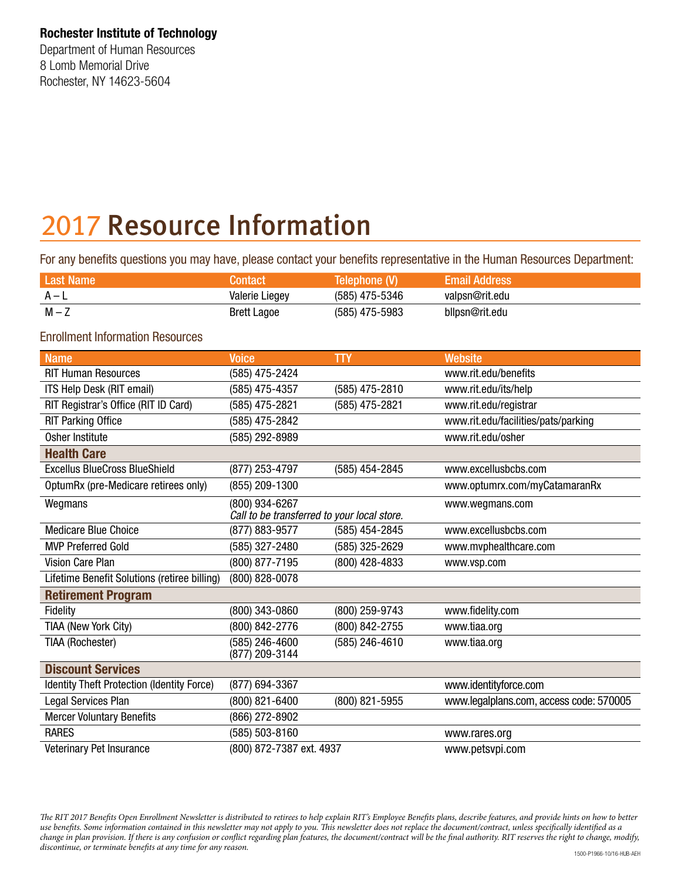**Rochester Institute of Technology**
Department of Human Resources
8 Lomb Memorial Drive
Rochester, NY 14623-5604

# 2017 Resource Information

For any benefits questions you may have, please contact your benefits representative in the Human Resources Department:

| Last Name | Contact | Telephone (V) | Email Address |
|---|---|---|---|
| A – L | Valerie Liegey | (585) 475-5346 | valpsn@rit.edu |
| M – Z | Brett Lagoe | (585) 475-5983 | bllpsn@rit.edu |

Enrollment Information Resources

| Name | Voice | TTY | Website |
|---|---|---|---|
| RIT Human Resources | (585) 475-2424 | | www.rit.edu/benefits |
| ITS Help Desk (RIT email) | (585) 475-4357 | (585) 475-2810 | www.rit.edu/its/help |
| RIT Registrar's Office (RIT ID Card) | (585) 475-2821 | (585) 475-2821 | www.rit.edu/registrar |
| RIT Parking Office | (585) 475-2842 | | www.rit.edu/facilities/pats/parking |
| Osher Institute | (585) 292-8989 | | www.rit.edu/osher |
| **Health Care** | | | |
| Excellus BlueCross BlueShield | (877) 253-4797 | (585) 454-2845 | www.excellusbcbs.com |
| OptumRx (pre-Medicare retirees only) | (855) 209-1300 | | www.optumrx.com/myCatamaranRx |
| Wegmans | (800) 934-6267 *Call to be transferred to your local store.* | | www.wegmans.com |
| Medicare Blue Choice | (877) 883-9577 | (585) 454-2845 | www.excellusbcbs.com |
| MVP Preferred Gold | (585) 327-2480 | (585) 325-2629 | www.mvphealthcare.com |
| Vision Care Plan | (800) 877-7195 | (800) 428-4833 | www.vsp.com |
| Lifetime Benefit Solutions (retiree billing) | (800) 828-0078 | | |
| **Retirement Program** | | | |
| Fidelity | (800) 343-0860 | (800) 259-9743 | www.fidelity.com |
| TIAA (New York City) | (800) 842-2776 | (800) 842-2755 | www.tiaa.org |
| TIAA (Rochester) | (585) 246-4600 (877) 209-3144 | (585) 246-4610 | www.tiaa.org |
| **Discount Services** | | | |
| Identity Theft Protection (Identity Force) | (877) 694-3367 | | www.identityforce.com |
| Legal Services Plan | (800) 821-6400 | (800) 821-5955 | www.legalplans.com, access code: 570005 |
| Mercer Voluntary Benefits | (866) 272-8902 | | |
| RARES | (585) 503-8160 | | www.rares.org |
| Veterinary Pet Insurance | (800) 872-7387 ext. 4937 | | www.petsvpi.com |

*The RIT 2017 Benefits Open Enrollment Newsletter is distributed to retirees to help explain RIT's Employee Benefits plans, describe features, and provide hints on how to better use benefits. Some information contained in this newsletter may not apply to you. This newsletter does not replace the document/contract, unless specifically identified as a change in plan provision. If there is any confusion or conflict regarding plan features, the document/contract will be the final authority. RIT reserves the right to change, modify, discontinue, or terminate benefits at any time for any reason.*

1500-P1966-10/16-HUB-AEH